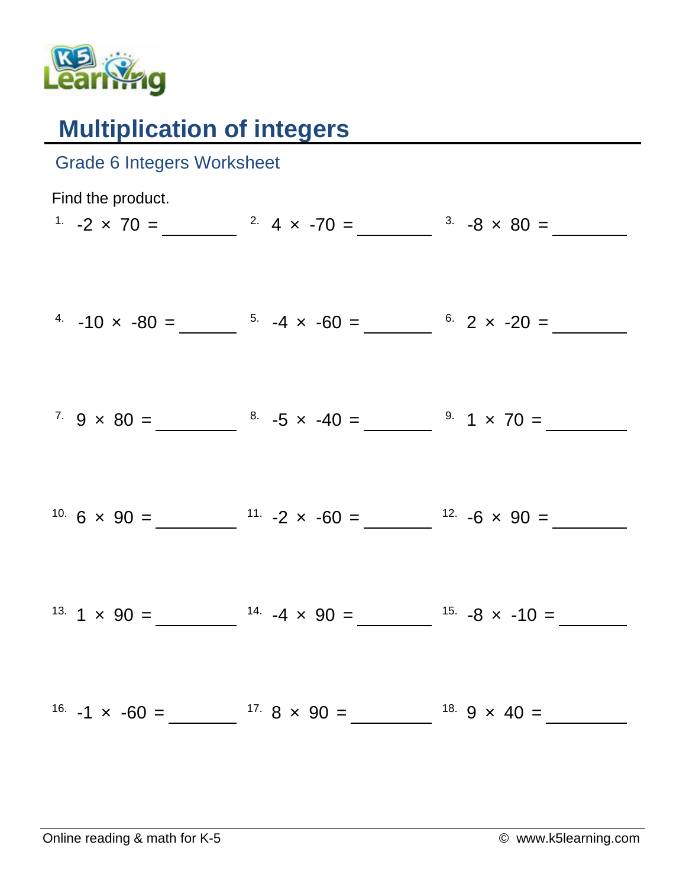# Multiplication of integers

## Grade 6 Integers Worksheet

Find the product.

1. $-2 \times 70 =$ ________
2. $4 \times -70 =$ ________
3. $-8 \times 80 =$ ________
4. $-10 \times -80 =$ ________
5. $-4 \times -60 =$ ________
6. $2 \times -20 =$ ________
7. $9 \times 80 =$ ________
8. $-5 \times -40 =$ ________
9. $1 \times 70 =$ ________
10. $6 \times 90 =$ ________
11. $-2 \times -60 =$ ________
12. $-6 \times 90 =$ ________
13. $1 \times 90 =$ ________
14. $-4 \times 90 =$ ________
15. $-8 \times -10 =$ ________
16. $-1 \times -60 =$ ________
17. $8 \times 90 =$ ________
18. $9 \times 40 =$ ________

Online reading & math for K-5 © www.k5learning.com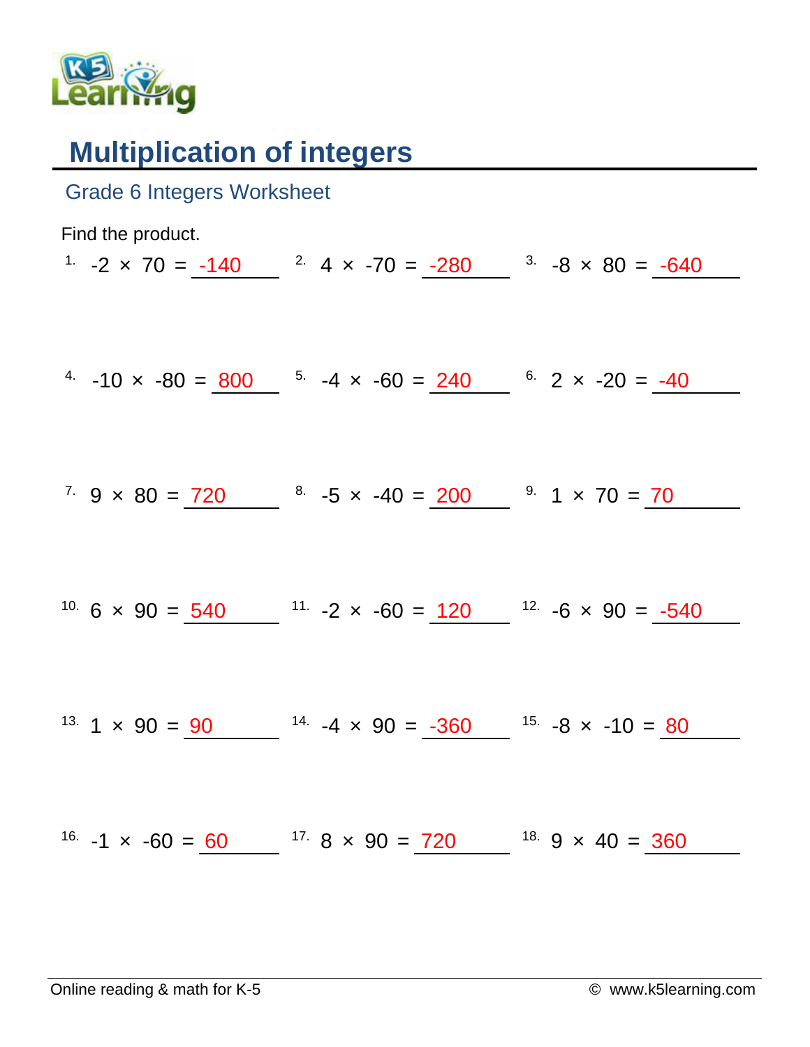# Multiplication of integers

## Grade 6 Integers Worksheet

Find the product.

1. $-2 \times 70 = -140$
2. $4 \times -70 = -280$
3. $-8 \times 80 = -640$
4. $-10 \times -80 = 800$
5. $-4 \times -60 = 240$
6. $2 \times -20 = -40$
7. $9 \times 80 = 720$
8. $-5 \times -40 = 200$
9. $1 \times 70 = 70$
10. $6 \times 90 = 540$
11. $-2 \times -60 = 120$
12. $-6 \times 90 = -540$
13. $1 \times 90 = 90$
14. $-4 \times 90 = -360$
15. $-8 \times -10 = 80$
16. $-1 \times -60 = 60$
17. $8 \times 90 = 720$
18. $9 \times 40 = 360$